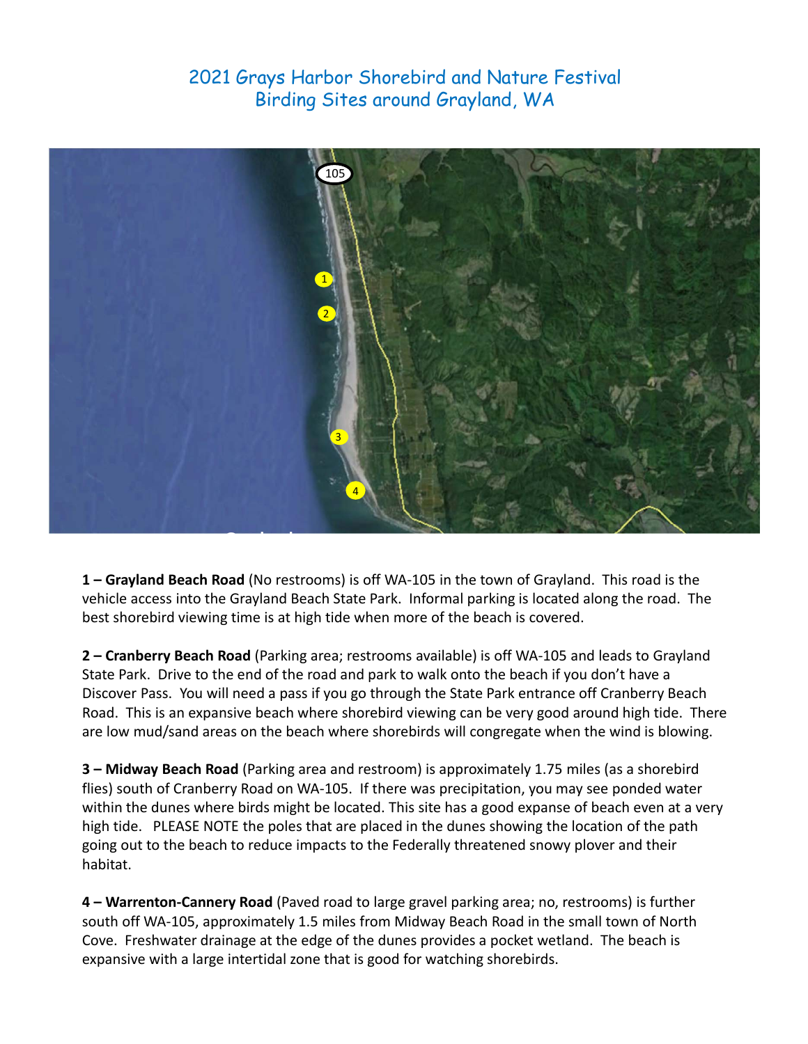# 2021 Grays Harbor Shorebird and Nature Festival
## Birding Sites around Grayland, WA

105

1

2

3

4

**1 – Grayland Beach Road** (No restrooms) is off WA-105 in the town of Grayland. This road is the vehicle access into the Grayland Beach State Park. Informal parking is located along the road. The best shorebird viewing time is at high tide when more of the beach is covered.

**2 – Cranberry Beach Road** (Parking area; restrooms available) is off WA-105 and leads to Grayland State Park. Drive to the end of the road and park to walk onto the beach if you don't have a Discover Pass. You will need a pass if you go through the State Park entrance off Cranberry Beach Road. This is an expansive beach where shorebird viewing can be very good around high tide. There are low mud/sand areas on the beach where shorebirds will congregate when the wind is blowing.

**3 – Midway Beach Road** (Parking area and restroom) is approximately 1.75 miles (as a shorebird flies) south of Cranberry Road on WA-105. If there was precipitation, you may see ponded water within the dunes where birds might be located. This site has a good expanse of beach even at a very high tide. PLEASE NOTE the poles that are placed in the dunes showing the location of the path going out to the beach to reduce impacts to the Federally threatened snowy plover and their habitat.

**4 – Warrenton-Cannery Road** (Paved road to large gravel parking area; no, restrooms) is further south off WA-105, approximately 1.5 miles from Midway Beach Road in the small town of North Cove. Freshwater drainage at the edge of the dunes provides a pocket wetland. The beach is expansive with a large intertidal zone that is good for watching shorebirds.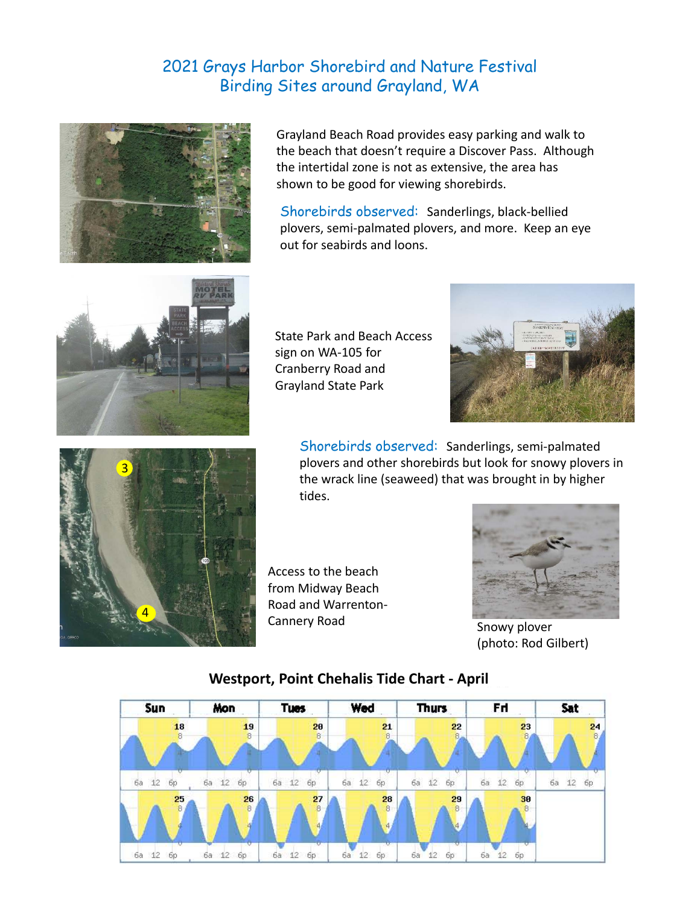# 2021 Grays Harbor Shorebird and Nature Festival
## Birding Sites around Grayland, WA

Grayland Beach Road provides easy parking and walk to the beach that doesn't require a Discover Pass. Although the intertidal zone is not as extensive, the area has shown to be good for viewing shorebirds.

Shorebirds observed: Sanderlings, black-bellied plovers, semi-palmated plovers, and more. Keep an eye out for seabirds and loons.

State Park and Beach Access sign on WA-105 for Cranberry Road and Grayland State Park

Shorebirds observed: Sanderlings, semi-palmated plovers and other shorebirds but look for snowy plovers in the wrack line (seaweed) that was brought in by higher tides.

Access to the beach from Midway Beach Road and Warrenton-Cannery Road

Snowy plover (photo: Rod Gilbert)

### Westport, Point Chehalis Tide Chart - April

Sun Mon Tues Wed Thurs Fri Sat

18 19 20 21 22 23 24

25 26 27 28 29 30

6a 12 6p